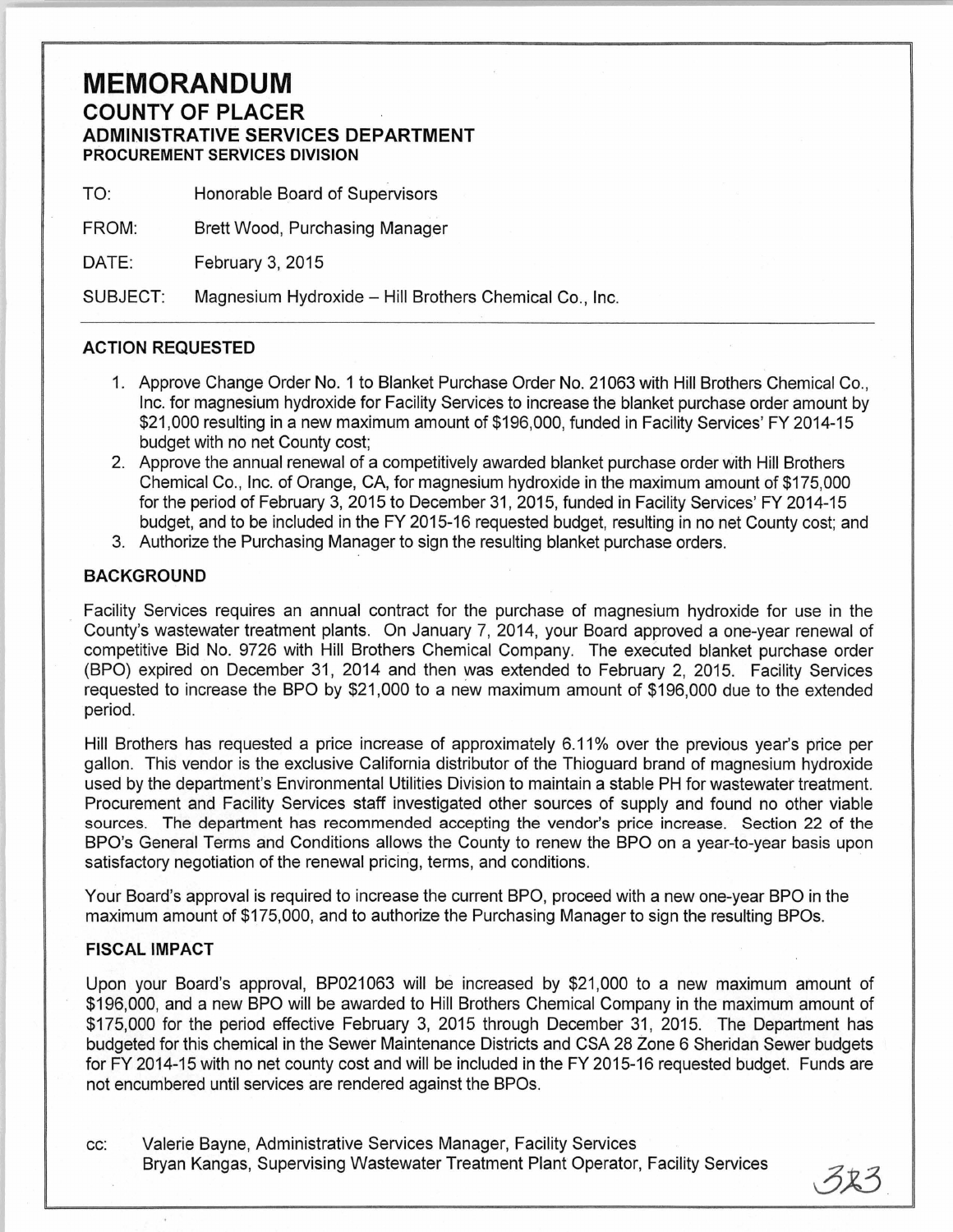# MEMORANDUM

## COUNTY OF PLACER

### ADMINISTRATIVE SERVICES DEPARTMENT

#### PROCUREMENT SERVICES DIVISION

TO: Honorable Board of Supervisors

FROM: Brett Wood, Purchasing Manager

DATE: February 3, 2015

SUBJECT: Magnesium Hydroxide – Hill Brothers Chemical Co., Inc.

---

### ACTION REQUESTED

1. Approve Change Order No. 1 to Blanket Purchase Order No. 21063 with Hill Brothers Chemical Co., Inc. for magnesium hydroxide for Facility Services to increase the blanket purchase order amount by $21,000 resulting in a new maximum amount of $196,000, funded in Facility Services' FY 2014-15 budget with no net County cost;
2. Approve the annual renewal of a competitively awarded blanket purchase order with Hill Brothers Chemical Co., Inc. of Orange, CA, for magnesium hydroxide in the maximum amount of $175,000 for the period of February 3, 2015 to December 31, 2015, funded in Facility Services' FY 2014-15 budget, and to be included in the FY 2015-16 requested budget, resulting in no net County cost; and
3. Authorize the Purchasing Manager to sign the resulting blanket purchase orders.

### BACKGROUND

Facility Services requires an annual contract for the purchase of magnesium hydroxide for use in the County's wastewater treatment plants. On January 7, 2014, your Board approved a one-year renewal of competitive Bid No. 9726 with Hill Brothers Chemical Company. The executed blanket purchase order (BPO) expired on December 31, 2014 and then was extended to February 2, 2015. Facility Services requested to increase the BPO by $21,000 to a new maximum amount of $196,000 due to the extended period.

Hill Brothers has requested a price increase of approximately 6.11% over the previous year's price per gallon. This vendor is the exclusive California distributor of the Thioguard brand of magnesium hydroxide used by the department's Environmental Utilities Division to maintain a stable PH for wastewater treatment. Procurement and Facility Services staff investigated other sources of supply and found no other viable sources. The department has recommended accepting the vendor's price increase. Section 22 of the BPO's General Terms and Conditions allows the County to renew the BPO on a year-to-year basis upon satisfactory negotiation of the renewal pricing, terms, and conditions.

Your Board's approval is required to increase the current BPO, proceed with a new one-year BPO in the maximum amount of $175,000, and to authorize the Purchasing Manager to sign the resulting BPOs.

### FISCAL IMPACT

Upon your Board's approval, BP021063 will be increased by $21,000 to a new maximum amount of $196,000, and a new BPO will be awarded to Hill Brothers Chemical Company in the maximum amount of $175,000 for the period effective February 3, 2015 through December 31, 2015. The Department has budgeted for this chemical in the Sewer Maintenance Districts and CSA 28 Zone 6 Sheridan Sewer budgets for FY 2014-15 with no net county cost and will be included in the FY 2015-16 requested budget. Funds are not encumbered until services are rendered against the BPOs.

cc: Valerie Bayne, Administrative Services Manager, Facility Services
Bryan Kangas, Supervising Wastewater Treatment Plant Operator, Facility Services